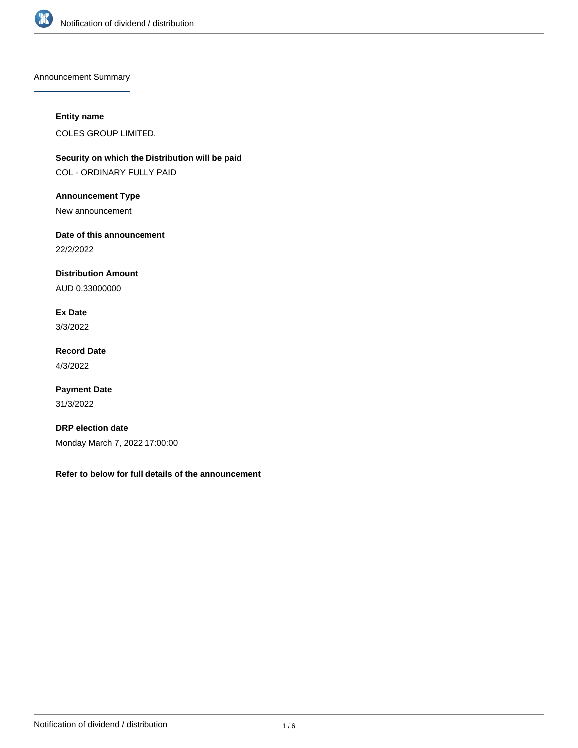## Announcement Summary

**Entity name**

COLES GROUP LIMITED.

**Security on which the Distribution will be paid**

COL - ORDINARY FULLY PAID

**Announcement Type**

New announcement

**Date of this announcement**

22/2/2022

**Distribution Amount**

AUD 0.33000000

**Ex Date**

3/3/2022

**Record Date**

4/3/2022

**Payment Date**

31/3/2022

**DRP election date**

Monday March 7, 2022 17:00:00

**Refer to below for full details of the announcement**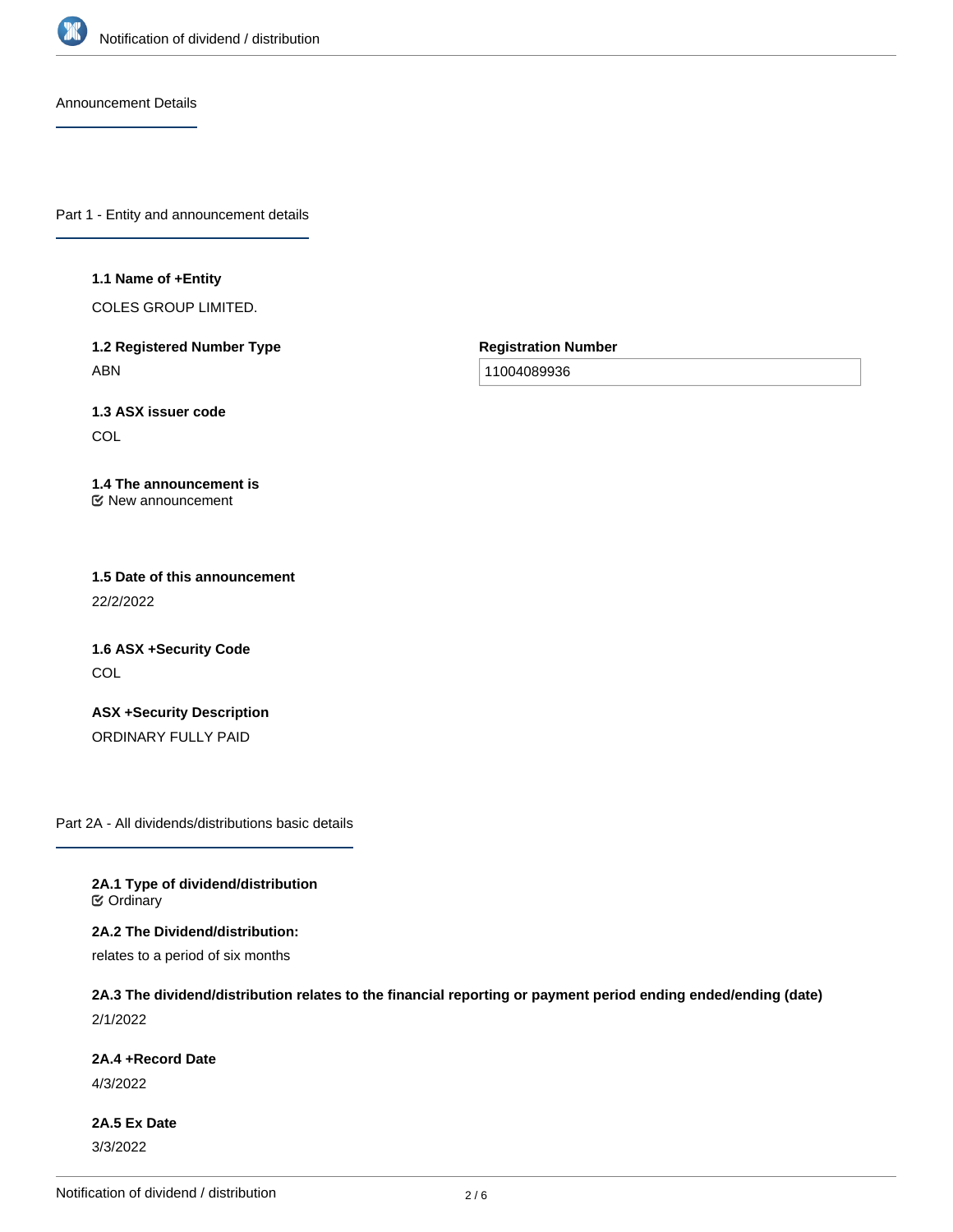## Announcement Details

## Part 1 - Entity and announcement details

**1.1 Name of +Entity**

COLES GROUP LIMITED.

**1.2 Registered Number Type**

ABN

**Registration Number**

11004089936

**1.3 ASX issuer code**

COL

**1.4 The announcement is**

New announcement

**1.5 Date of this announcement**

22/2/2022

**1.6 ASX +Security Code**

COL

**ASX +Security Description**

ORDINARY FULLY PAID

## Part 2A - All dividends/distributions basic details

**2A.1 Type of dividend/distribution**

Ordinary

**2A.2 The Dividend/distribution:**

relates to a period of six months

**2A.3 The dividend/distribution relates to the financial reporting or payment period ending ended/ending (date)**

2/1/2022

**2A.4 +Record Date**

4/3/2022

**2A.5 Ex Date**

3/3/2022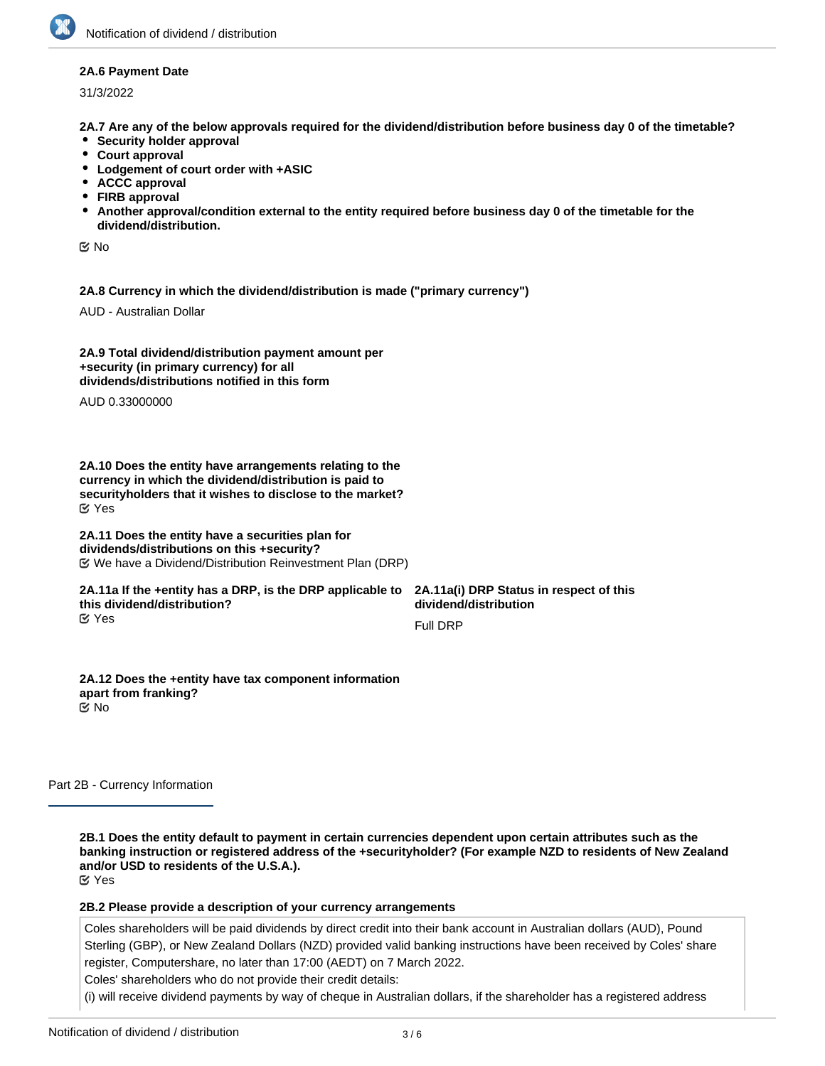**2A.6 Payment Date**

31/3/2022

**2A.7 Are any of the below approvals required for the dividend/distribution before business day 0 of the timetable?**

- **Security holder approval**
- **Court approval**
- **Lodgement of court order with +ASIC**
- **ACCC approval**
- **FIRB approval**
- **Another approval/condition external to the entity required before business day 0 of the timetable for the dividend/distribution.**

☑ No

**2A.8 Currency in which the dividend/distribution is made ("primary currency")**

AUD - Australian Dollar

**2A.9 Total dividend/distribution payment amount per +security (in primary currency) for all dividends/distributions notified in this form**

AUD 0.33000000

**2A.10 Does the entity have arrangements relating to the currency in which the dividend/distribution is paid to securityholders that it wishes to disclose to the market?**

☑ Yes

**2A.11 Does the entity have a securities plan for dividends/distributions on this +security?**

☑ We have a Dividend/Distribution Reinvestment Plan (DRP)

**2A.11a If the +entity has a DRP, is the DRP applicable to this dividend/distribution?**

☑ Yes

**2A.11a(i) DRP Status in respect of this dividend/distribution**

Full DRP

**2A.12 Does the +entity have tax component information apart from franking?**

☑ No

Part 2B - Currency Information

**2B.1 Does the entity default to payment in certain currencies dependent upon certain attributes such as the banking instruction or registered address of the +securityholder? (For example NZD to residents of New Zealand and/or USD to residents of the U.S.A.).**

☑ Yes

**2B.2 Please provide a description of your currency arrangements**

Coles shareholders will be paid dividends by direct credit into their bank account in Australian dollars (AUD), Pound Sterling (GBP), or New Zealand Dollars (NZD) provided valid banking instructions have been received by Coles' share register, Computershare, no later than 17:00 (AEDT) on 7 March 2022.

Coles' shareholders who do not provide their credit details:

(i) will receive dividend payments by way of cheque in Australian dollars, if the shareholder has a registered address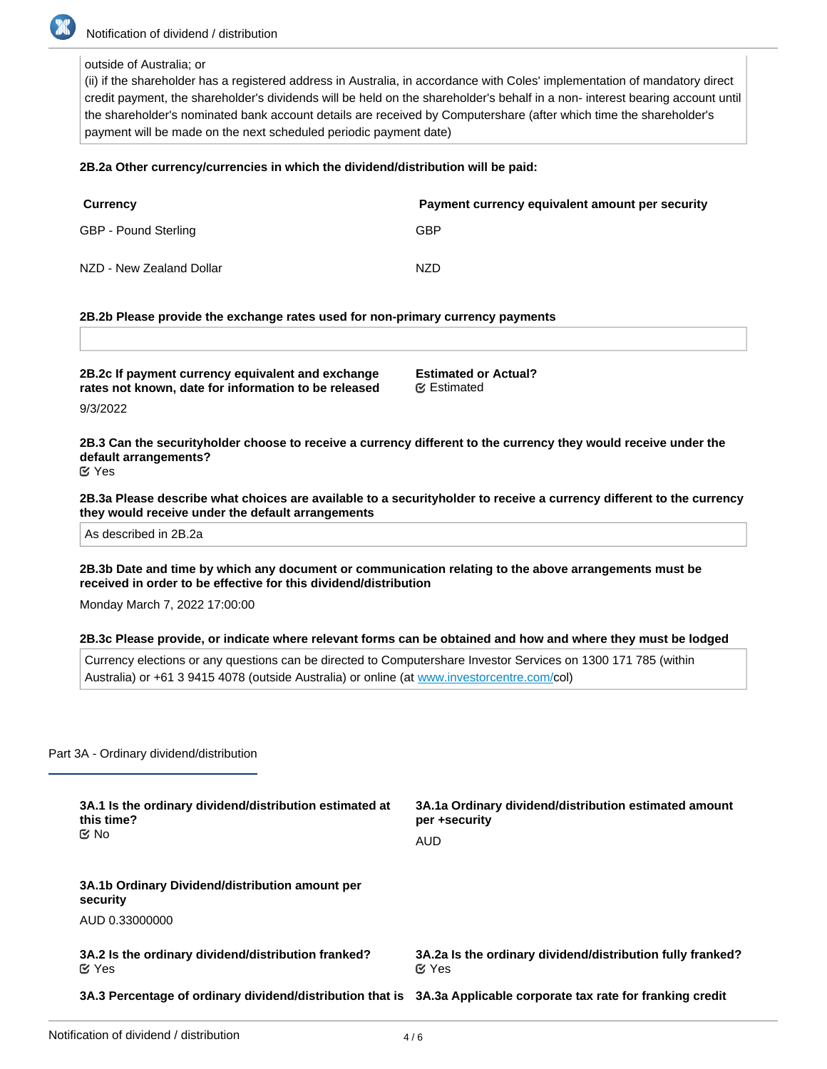outside of Australia; or
(ii) if the shareholder has a registered address in Australia, in accordance with Coles' implementation of mandatory direct credit payment, the shareholder's dividends will be held on the shareholder's behalf in a non- interest bearing account until the shareholder's nominated bank account details are received by Computershare (after which time the shareholder's payment will be made on the next scheduled periodic payment date)

**2B.2a Other currency/currencies in which the dividend/distribution will be paid:**

| Currency | Payment currency equivalent amount per security |
|---|---|
| GBP - Pound Sterling | GBP |
| NZD - New Zealand Dollar | NZD |

**2B.2b Please provide the exchange rates used for non-primary currency payments**

**2B.2c If payment currency equivalent and exchange rates not known, date for information to be released**

9/3/2022

**Estimated or Actual?**

Estimated

**2B.3 Can the securityholder choose to receive a currency different to the currency they would receive under the default arrangements?**

Yes

**2B.3a Please describe what choices are available to a securityholder to receive a currency different to the currency they would receive under the default arrangements**

As described in 2B.2a

**2B.3b Date and time by which any document or communication relating to the above arrangements must be received in order to be effective for this dividend/distribution**

Monday March 7, 2022 17:00:00

**2B.3c Please provide, or indicate where relevant forms can be obtained and how and where they must be lodged**

Currency elections or any questions can be directed to Computershare Investor Services on 1300 171 785 (within Australia) or +61 3 9415 4078 (outside Australia) or online (at www.investorcentre.com/col)

## Part 3A - Ordinary dividend/distribution

**3A.1 Is the ordinary dividend/distribution estimated at this time?**

No

**3A.1a Ordinary dividend/distribution estimated amount per +security**

AUD

**3A.1b Ordinary Dividend/distribution amount per security**

AUD 0.33000000

**3A.2 Is the ordinary dividend/distribution franked?**

Yes

**3A.2a Is the ordinary dividend/distribution fully franked?**

Yes

**3A.3 Percentage of ordinary dividend/distribution that is**

**3A.3a Applicable corporate tax rate for franking credit**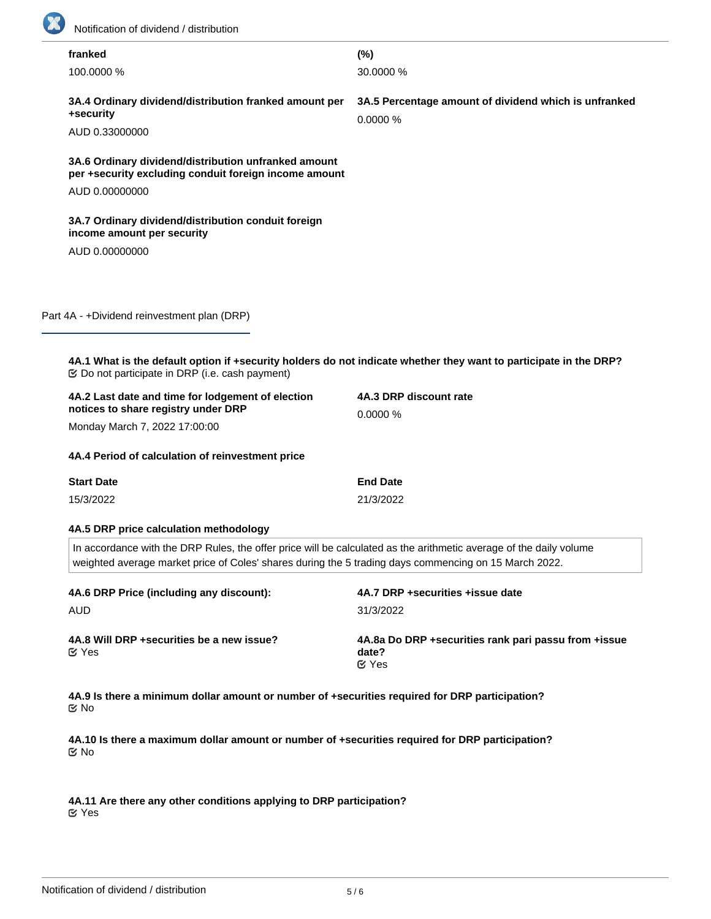**franked**

100.0000 %

**(%)**

30.0000 %

**3A.4 Ordinary dividend/distribution franked amount per +security**

AUD 0.33000000

**3A.5 Percentage amount of dividend which is unfranked**

0.0000 %

**3A.6 Ordinary dividend/distribution unfranked amount per +security excluding conduit foreign income amount**

AUD 0.00000000

**3A.7 Ordinary dividend/distribution conduit foreign income amount per security**

AUD 0.00000000

## Part 4A - +Dividend reinvestment plan (DRP)

**4A.1 What is the default option if +security holders do not indicate whether they want to participate in the DRP?**

Do not participate in DRP (i.e. cash payment)

**4A.2 Last date and time for lodgement of election notices to share registry under DRP**

Monday March 7, 2022 17:00:00

**4A.3 DRP discount rate**

0.0000 %

**4A.4 Period of calculation of reinvestment price**

| Start Date | End Date |
|---|---|
| 15/3/2022 | 21/3/2022 |

**4A.5 DRP price calculation methodology**

In accordance with the DRP Rules, the offer price will be calculated as the arithmetic average of the daily volume weighted average market price of Coles' shares during the 5 trading days commencing on 15 March 2022.

**4A.6 DRP Price (including any discount):**

AUD

**4A.7 DRP +securities +issue date**

31/3/2022

**4A.8 Will DRP +securities be a new issue?**

Yes

**4A.8a Do DRP +securities rank pari passu from +issue date?**

Yes

**4A.9 Is there a minimum dollar amount or number of +securities required for DRP participation?**

No

**4A.10 Is there a maximum dollar amount or number of +securities required for DRP participation?**

No

**4A.11 Are there any other conditions applying to DRP participation?**

Yes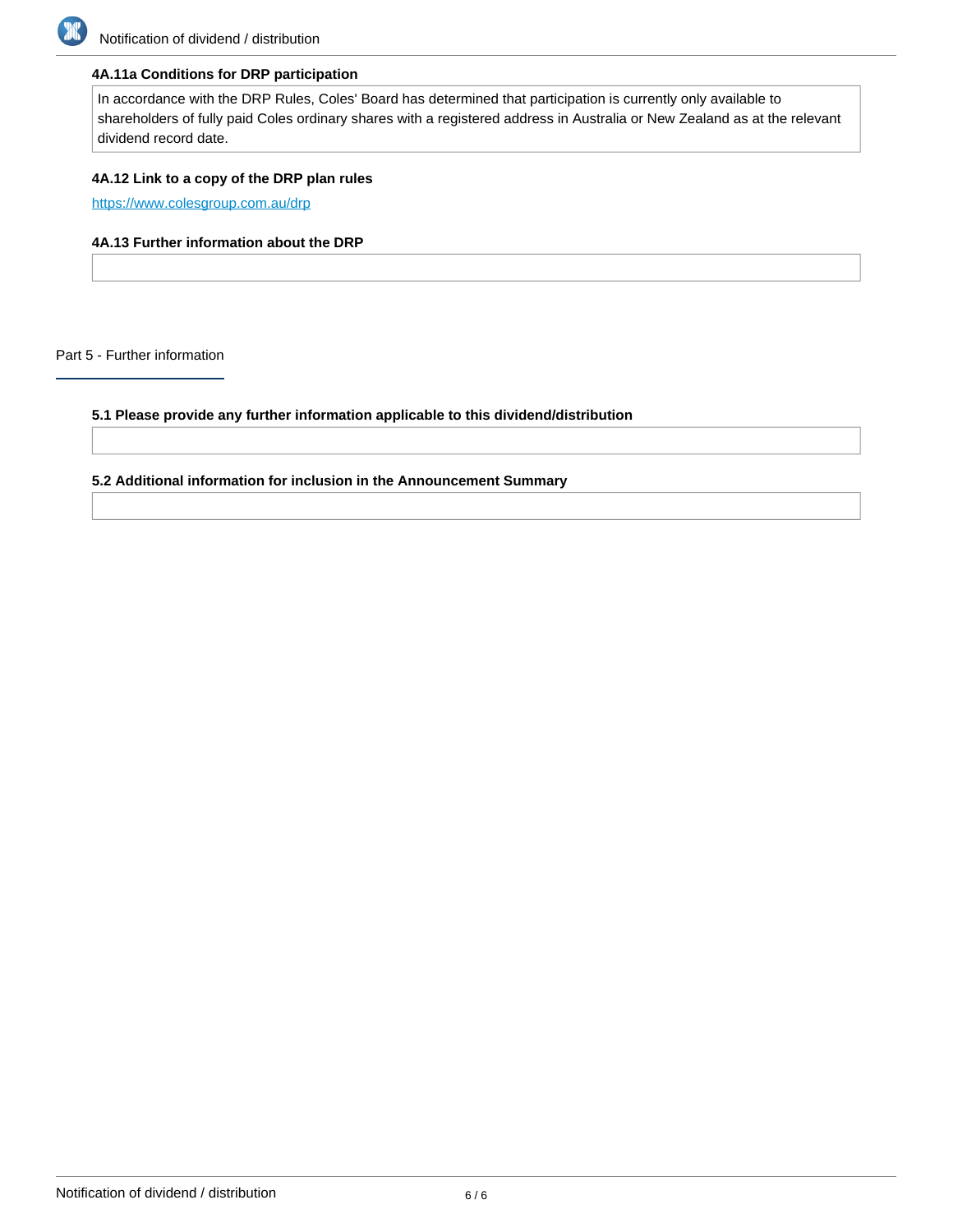#### 4A.11a Conditions for DRP participation

In accordance with the DRP Rules, Coles' Board has determined that participation is currently only available to shareholders of fully paid Coles ordinary shares with a registered address in Australia or New Zealand as at the relevant dividend record date.

#### 4A.12 Link to a copy of the DRP plan rules

https://www.colesgroup.com.au/drp

#### 4A.13 Further information about the DRP

## Part 5 - Further information

#### 5.1 Please provide any further information applicable to this dividend/distribution

#### 5.2 Additional information for inclusion in the Announcement Summary